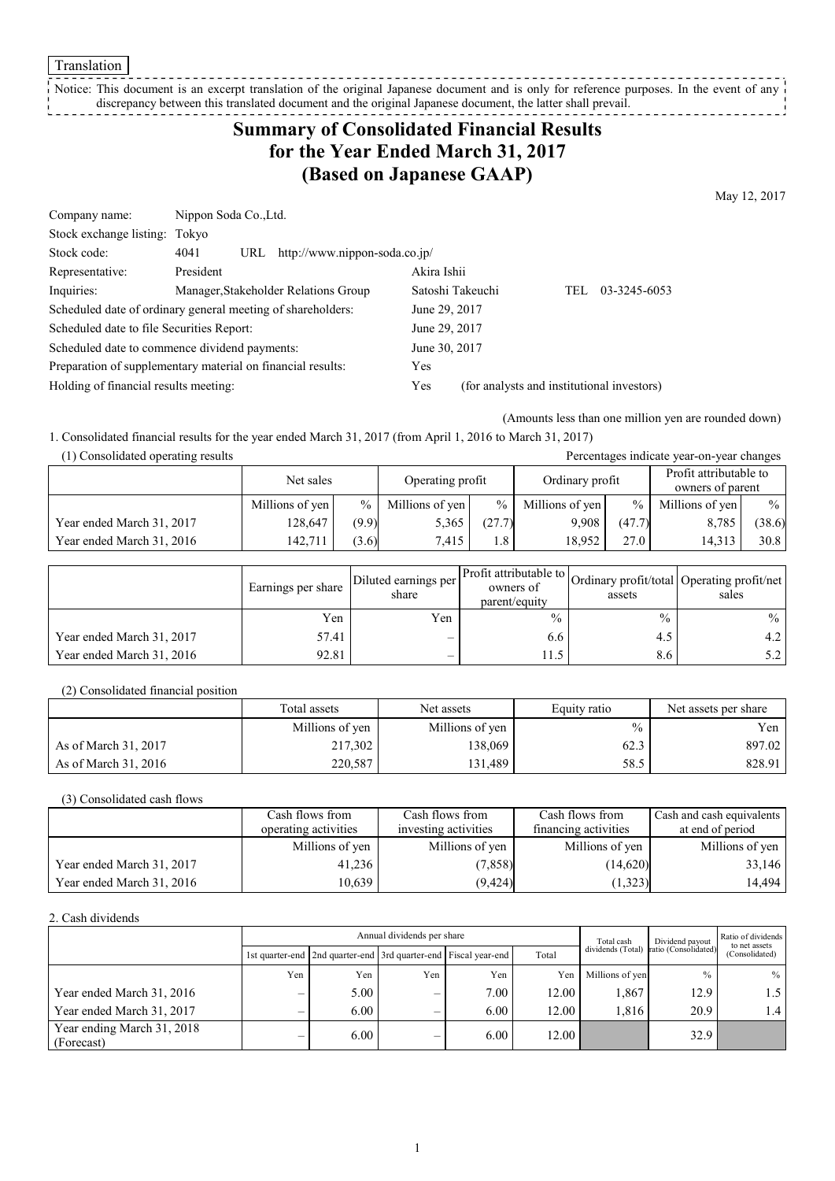Translation

Notice: This document is an excerpt translation of the original Japanese document and is only for reference purposes. In the event of any discrepancy between this translated document and the original Japanese document, the latter shall prevail.

# Summary of Consolidated Financial Results for the Year Ended March 31, 2017 (Based on Japanese GAAP)

May 12, 2017

| | | | |
|---|---|---|---|
| Company name: | Nippon Soda Co.,Ltd. | | |
| Stock exchange listing: | Tokyo | | |
| Stock code: | 4041 URL http://www.nippon-soda.co.jp/ | | |
| Representative: | President | Akira Ishii | |
| Inquiries: | Manager,Stakeholder Relations Group | Satoshi Takeuchi | TEL 03-3245-6053 |
| Scheduled date of ordinary general meeting of shareholders: | | June 29, 2017 | |
| Scheduled date to file Securities Report: | | June 29, 2017 | |
| Scheduled date to commence dividend payments: | | June 30, 2017 | |
| Preparation of supplementary material on financial results: | | Yes | |
| Holding of financial results meeting: | | Yes | (for analysts and institutional investors) |

(Amounts less than one million yen are rounded down)

1. Consolidated financial results for the year ended March 31, 2017 (from April 1, 2016 to March 31, 2017)

(1) Consolidated operating results

Percentages indicate year-on-year changes

| | Net sales | | Operating profit | | Ordinary profit | | Profit attributable to owners of parent | |
|---|---|---|---|---|---|---|---|---|
| | Millions of yen | % | Millions of yen | % | Millions of yen | % | Millions of yen | % |
| Year ended March 31, 2017 | 128,647 | (9.9) | 5,365 | (27.7) | 9,908 | (47.7) | 8,785 | (38.6) |
| Year ended March 31, 2016 | 142,711 | (3.6) | 7,415 | 1.8 | 18,952 | 27.0 | 14,313 | 30.8 |

| | Earnings per share | Diluted earnings per share | Profit attributable to owners of parent/equity | Ordinary profit/total assets | Operating profit/net sales |
|---|---|---|---|---|---|
| | Yen | Yen | % | % | % |
| Year ended March 31, 2017 | 57.41 | – | 6.6 | 4.5 | 4.2 |
| Year ended March 31, 2016 | 92.81 | – | 11.5 | 8.6 | 5.2 |

(2) Consolidated financial position

| | Total assets | Net assets | Equity ratio | Net assets per share |
|---|---|---|---|---|
| | Millions of yen | Millions of yen | % | Yen |
| As of March 31, 2017 | 217,302 | 138,069 | 62.3 | 897.02 |
| As of March 31, 2016 | 220,587 | 131,489 | 58.5 | 828.91 |

(3) Consolidated cash flows

| | Cash flows from operating activities | Cash flows from investing activities | Cash flows from financing activities | Cash and cash equivalents at end of period |
|---|---|---|---|---|
| | Millions of yen | Millions of yen | Millions of yen | Millions of yen |
| Year ended March 31, 2017 | 41,236 | (7,858) | (14,620) | 33,146 |
| Year ended March 31, 2016 | 10,639 | (9,424) | (1,323) | 14,494 |

2. Cash dividends

| | Annual dividends per share | | | | | Total cash dividends (Total) | Dividend payout ratio (Consolidated) | Ratio of dividends to net assets (Consolidated) |
|---|---|---|---|---|---|---|---|---|
| | 1st quarter-end | 2nd quarter-end | 3rd quarter-end | Fiscal year-end | Total | | | |
| | Yen | Yen | Yen | Yen | Yen | Millions of yen | % | % |
| Year ended March 31, 2016 | – | 5.00 | – | 7.00 | 12.00 | 1,867 | 12.9 | 1.5 |
| Year ended March 31, 2017 | – | 6.00 | – | 6.00 | 12.00 | 1,816 | 20.9 | 1.4 |
| Year ending March 31, 2018 (Forecast) | – | 6.00 | – | 6.00 | 12.00 | | 32.9 | |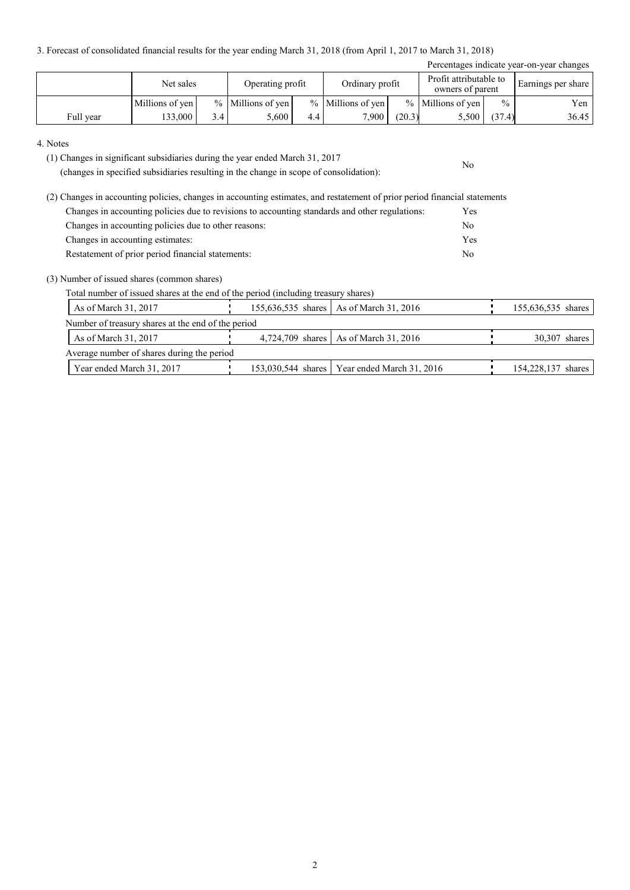3. Forecast of consolidated financial results for the year ending March 31, 2018 (from April 1, 2017 to March 31, 2018)

Percentages indicate year-on-year changes

| | Net sales | | Operating profit | | Ordinary profit | | Profit attributable to owners of parent | | Earnings per share |
|---|---|---|---|---|---|---|---|---|---|
| | Millions of yen | % | Millions of yen | % | Millions of yen | % | Millions of yen | % | Yen |
| Full year | 133,000 | 3.4 | 5,600 | 4.4 | 7,900 | (20.3) | 5,500 | (37.4) | 36.45 |

4. Notes

(1) Changes in significant subsidiaries during the year ended March 31, 2017
(changes in specified subsidiaries resulting in the change in scope of consolidation): No

(2) Changes in accounting policies, changes in accounting estimates, and restatement of prior period financial statements

| | |
|---|---|
| Changes in accounting policies due to revisions to accounting standards and other regulations: | Yes |
| Changes in accounting policies due to other reasons: | No |
| Changes in accounting estimates: | Yes |
| Restatement of prior period financial statements: | No |

(3) Number of issued shares (common shares)

Total number of issued shares at the end of the period (including treasury shares)

| | | | |
|---|---|---|---|
| As of March 31, 2017 | 155,636,535 shares | As of March 31, 2016 | 155,636,535 shares |

Number of treasury shares at the end of the period

| | | | |
|---|---|---|---|
| As of March 31, 2017 | 4,724,709 shares | As of March 31, 2016 | 30,307 shares |

Average number of shares during the period

| | | | |
|---|---|---|---|
| Year ended March 31, 2017 | 153,030,544 shares | Year ended March 31, 2016 | 154,228,137 shares |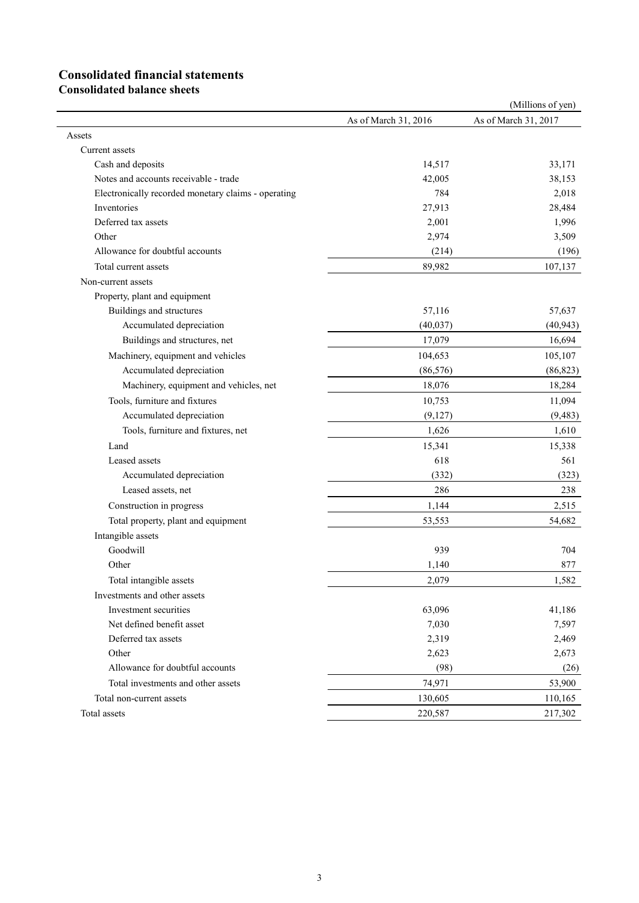# Consolidated financial statements

## Consolidated balance sheets

(Millions of yen)

| | As of March 31, 2016 | As of March 31, 2017 |
|---|---|---|
| Assets | | |
| Current assets | | |
| Cash and deposits | 14,517 | 33,171 |
| Notes and accounts receivable - trade | 42,005 | 38,153 |
| Electronically recorded monetary claims - operating | 784 | 2,018 |
| Inventories | 27,913 | 28,484 |
| Deferred tax assets | 2,001 | 1,996 |
| Other | 2,974 | 3,509 |
| Allowance for doubtful accounts | (214) | (196) |
| Total current assets | 89,982 | 107,137 |
| Non-current assets | | |
| Property, plant and equipment | | |
| Buildings and structures | 57,116 | 57,637 |
| Accumulated depreciation | (40,037) | (40,943) |
| Buildings and structures, net | 17,079 | 16,694 |
| Machinery, equipment and vehicles | 104,653 | 105,107 |
| Accumulated depreciation | (86,576) | (86,823) |
| Machinery, equipment and vehicles, net | 18,076 | 18,284 |
| Tools, furniture and fixtures | 10,753 | 11,094 |
| Accumulated depreciation | (9,127) | (9,483) |
| Tools, furniture and fixtures, net | 1,626 | 1,610 |
| Land | 15,341 | 15,338 |
| Leased assets | 618 | 561 |
| Accumulated depreciation | (332) | (323) |
| Leased assets, net | 286 | 238 |
| Construction in progress | 1,144 | 2,515 |
| Total property, plant and equipment | 53,553 | 54,682 |
| Intangible assets | | |
| Goodwill | 939 | 704 |
| Other | 1,140 | 877 |
| Total intangible assets | 2,079 | 1,582 |
| Investments and other assets | | |
| Investment securities | 63,096 | 41,186 |
| Net defined benefit asset | 7,030 | 7,597 |
| Deferred tax assets | 2,319 | 2,469 |
| Other | 2,623 | 2,673 |
| Allowance for doubtful accounts | (98) | (26) |
| Total investments and other assets | 74,971 | 53,900 |
| Total non-current assets | 130,605 | 110,165 |
| Total assets | 220,587 | 217,302 |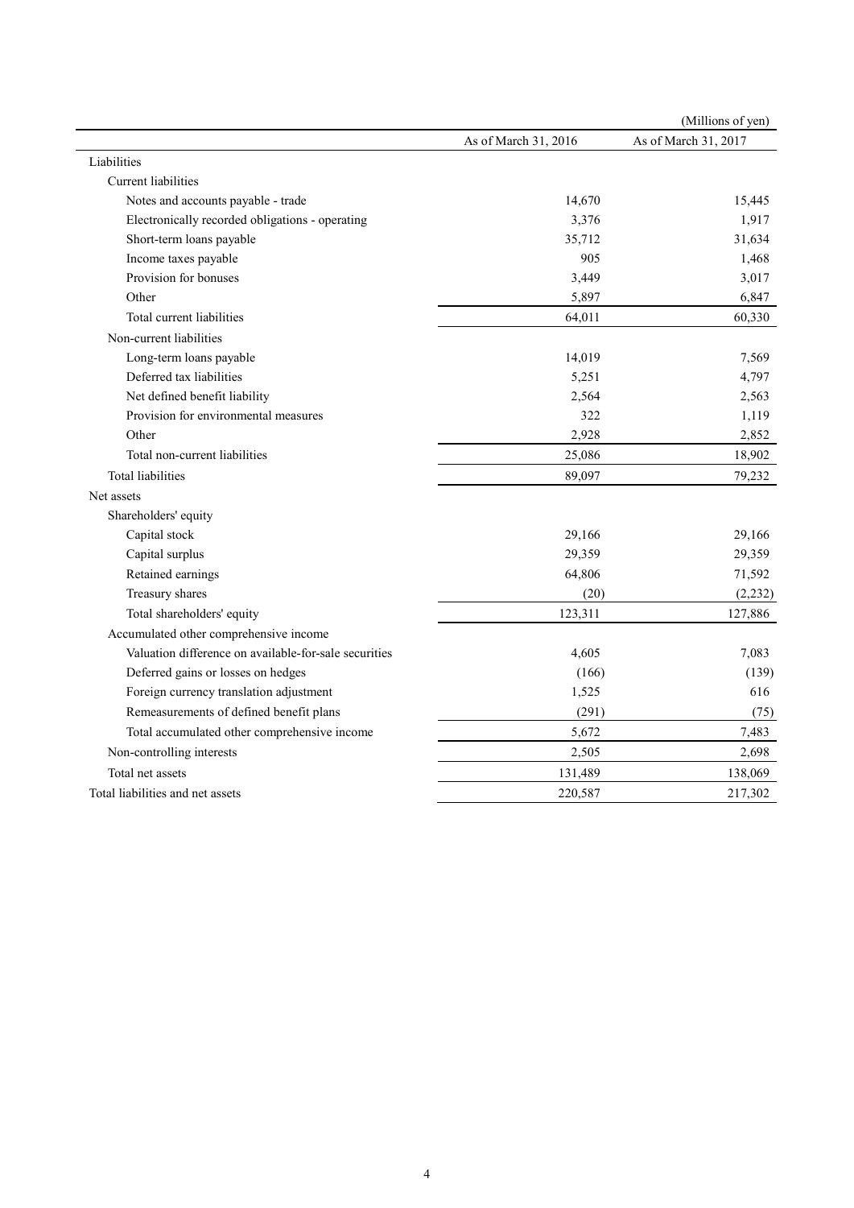(Millions of yen)

| | As of March 31, 2016 | As of March 31, 2017 |
|---|---|---|
| Liabilities | | |
| Current liabilities | | |
| Notes and accounts payable - trade | 14,670 | 15,445 |
| Electronically recorded obligations - operating | 3,376 | 1,917 |
| Short-term loans payable | 35,712 | 31,634 |
| Income taxes payable | 905 | 1,468 |
| Provision for bonuses | 3,449 | 3,017 |
| Other | 5,897 | 6,847 |
| Total current liabilities | 64,011 | 60,330 |
| Non-current liabilities | | |
| Long-term loans payable | 14,019 | 7,569 |
| Deferred tax liabilities | 5,251 | 4,797 |
| Net defined benefit liability | 2,564 | 2,563 |
| Provision for environmental measures | 322 | 1,119 |
| Other | 2,928 | 2,852 |
| Total non-current liabilities | 25,086 | 18,902 |
| Total liabilities | 89,097 | 79,232 |
| Net assets | | |
| Shareholders' equity | | |
| Capital stock | 29,166 | 29,166 |
| Capital surplus | 29,359 | 29,359 |
| Retained earnings | 64,806 | 71,592 |
| Treasury shares | (20) | (2,232) |
| Total shareholders' equity | 123,311 | 127,886 |
| Accumulated other comprehensive income | | |
| Valuation difference on available-for-sale securities | 4,605 | 7,083 |
| Deferred gains or losses on hedges | (166) | (139) |
| Foreign currency translation adjustment | 1,525 | 616 |
| Remeasurements of defined benefit plans | (291) | (75) |
| Total accumulated other comprehensive income | 5,672 | 7,483 |
| Non-controlling interests | 2,505 | 2,698 |
| Total net assets | 131,489 | 138,069 |
| Total liabilities and net assets | 220,587 | 217,302 |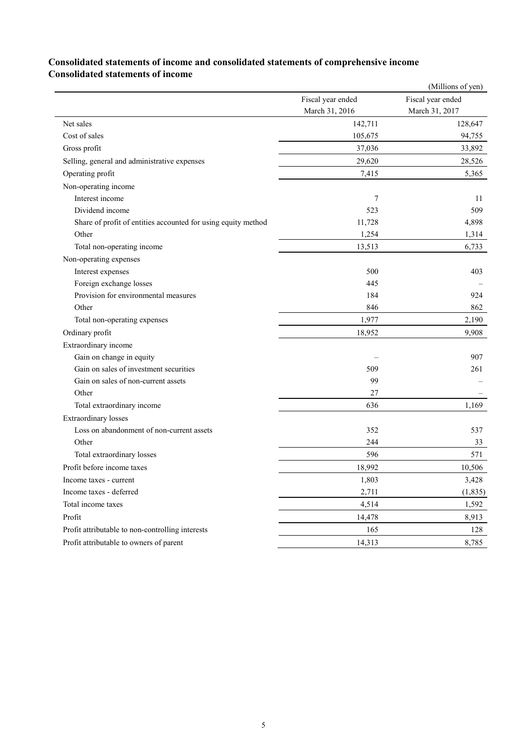## Consolidated statements of income and consolidated statements of comprehensive income

## Consolidated statements of income

(Millions of yen)

| | Fiscal year ended March 31, 2016 | Fiscal year ended March 31, 2017 |
|---|---|---|
| Net sales | 142,711 | 128,647 |
| Cost of sales | 105,675 | 94,755 |
| Gross profit | 37,036 | 33,892 |
| Selling, general and administrative expenses | 29,620 | 28,526 |
| Operating profit | 7,415 | 5,365 |
| Non-operating income | | |
| Interest income | 7 | 11 |
| Dividend income | 523 | 509 |
| Share of profit of entities accounted for using equity method | 11,728 | 4,898 |
| Other | 1,254 | 1,314 |
| Total non-operating income | 13,513 | 6,733 |
| Non-operating expenses | | |
| Interest expenses | 500 | 403 |
| Foreign exchange losses | 445 | – |
| Provision for environmental measures | 184 | 924 |
| Other | 846 | 862 |
| Total non-operating expenses | 1,977 | 2,190 |
| Ordinary profit | 18,952 | 9,908 |
| Extraordinary income | | |
| Gain on change in equity | – | 907 |
| Gain on sales of investment securities | 509 | 261 |
| Gain on sales of non-current assets | 99 | – |
| Other | 27 | – |
| Total extraordinary income | 636 | 1,169 |
| Extraordinary losses | | |
| Loss on abandonment of non-current assets | 352 | 537 |
| Other | 244 | 33 |
| Total extraordinary losses | 596 | 571 |
| Profit before income taxes | 18,992 | 10,506 |
| Income taxes - current | 1,803 | 3,428 |
| Income taxes - deferred | 2,711 | (1,835) |
| Total income taxes | 4,514 | 1,592 |
| Profit | 14,478 | 8,913 |
| Profit attributable to non-controlling interests | 165 | 128 |
| Profit attributable to owners of parent | 14,313 | 8,785 |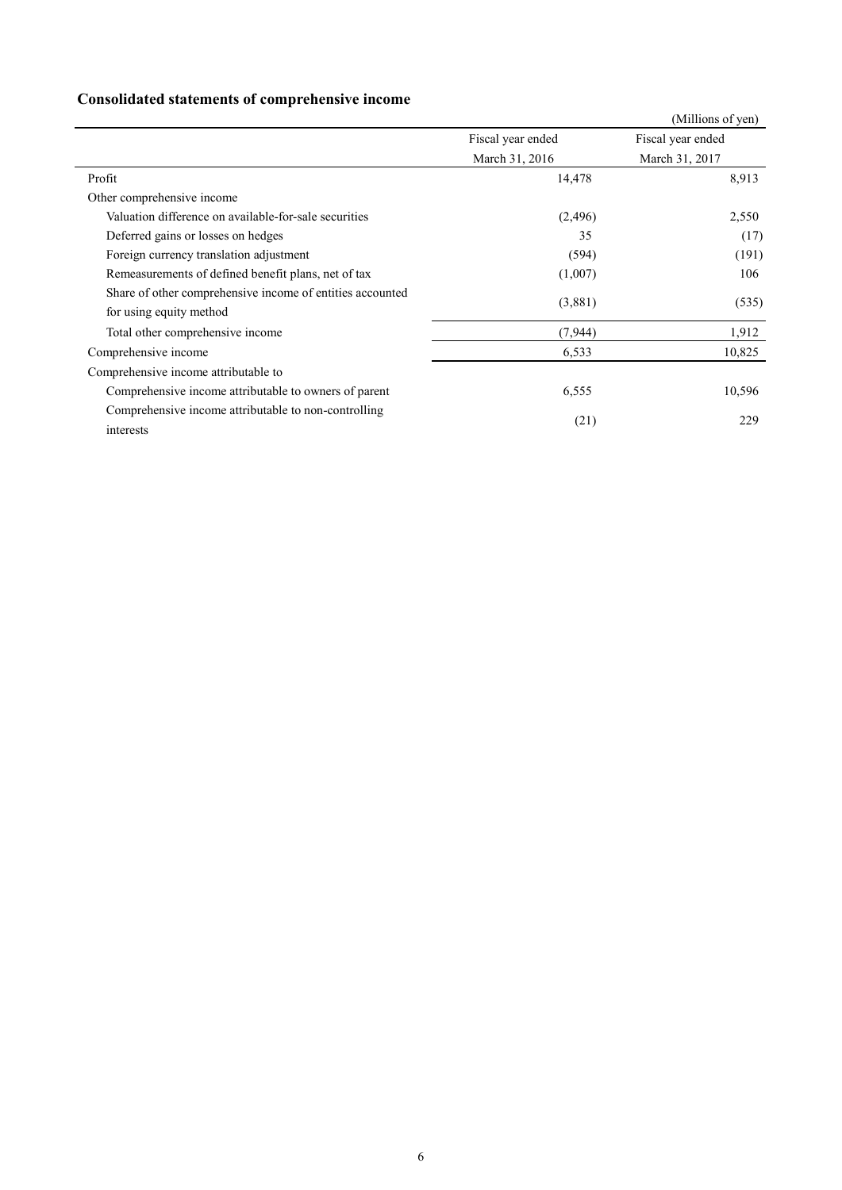## Consolidated statements of comprehensive income

(Millions of yen)

| | Fiscal year ended March 31, 2016 | Fiscal year ended March 31, 2017 |
|---|---|---|
| Profit | 14,478 | 8,913 |
| Other comprehensive income | | |
| Valuation difference on available-for-sale securities | (2,496) | 2,550 |
| Deferred gains or losses on hedges | 35 | (17) |
| Foreign currency translation adjustment | (594) | (191) |
| Remeasurements of defined benefit plans, net of tax | (1,007) | 106 |
| Share of other comprehensive income of entities accounted for using equity method | (3,881) | (535) |
| Total other comprehensive income | (7,944) | 1,912 |
| Comprehensive income | 6,533 | 10,825 |
| Comprehensive income attributable to | | |
| Comprehensive income attributable to owners of parent | 6,555 | 10,596 |
| Comprehensive income attributable to non-controlling interests | (21) | 229 |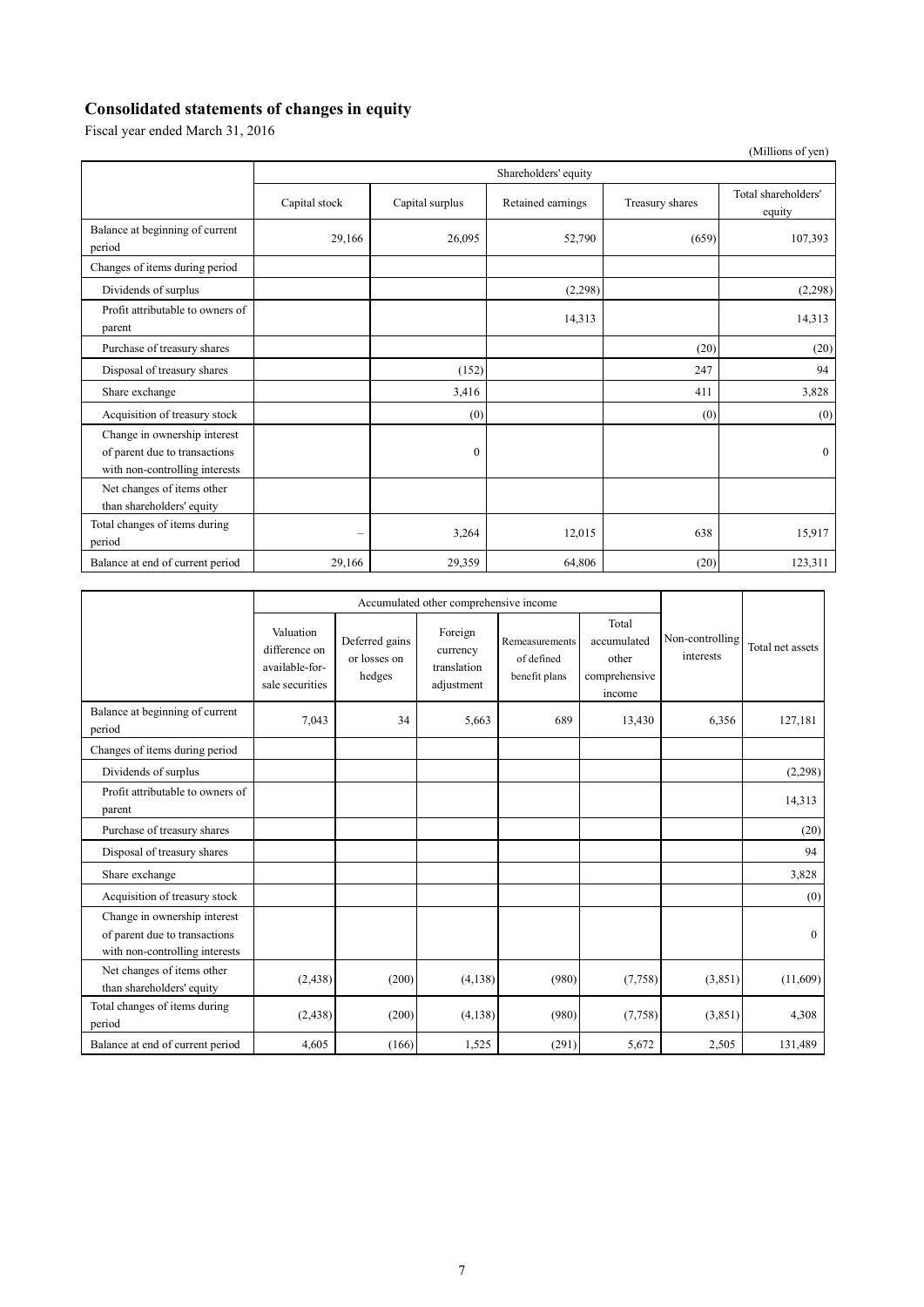# Consolidated statements of changes in equity

Fiscal year ended March 31, 2016

(Millions of yen)

| | Shareholders' equity | | | | |
|---|---|---|---|---|---|
| | Capital stock | Capital surplus | Retained earnings | Treasury shares | Total shareholders' equity |
| Balance at beginning of current period | 29,166 | 26,095 | 52,790 | (659) | 107,393 |
| Changes of items during period | | | | | |
| Dividends of surplus | | | (2,298) | | (2,298) |
| Profit attributable to owners of parent | | | 14,313 | | 14,313 |
| Purchase of treasury shares | | | | (20) | (20) |
| Disposal of treasury shares | | (152) | | 247 | 94 |
| Share exchange | | 3,416 | | 411 | 3,828 |
| Acquisition of treasury stock | | (0) | | (0) | (0) |
| Change in ownership interest of parent due to transactions with non-controlling interests | | 0 | | | 0 |
| Net changes of items other than shareholders' equity | | | | | |
| Total changes of items during period | – | 3,264 | 12,015 | 638 | 15,917 |
| Balance at end of current period | 29,166 | 29,359 | 64,806 | (20) | 123,311 |

| | Accumulated other comprehensive income | | | | | Non-controlling interests | Total net assets |
|---|---|---|---|---|---|---|---|
| | Valuation difference on available-for-sale securities | Deferred gains or losses on hedges | Foreign currency translation adjustment | Remeasurements of defined benefit plans | Total accumulated other comprehensive income | | |
| Balance at beginning of current period | 7,043 | 34 | 5,663 | 689 | 13,430 | 6,356 | 127,181 |
| Changes of items during period | | | | | | | |
| Dividends of surplus | | | | | | | (2,298) |
| Profit attributable to owners of parent | | | | | | | 14,313 |
| Purchase of treasury shares | | | | | | | (20) |
| Disposal of treasury shares | | | | | | | 94 |
| Share exchange | | | | | | | 3,828 |
| Acquisition of treasury stock | | | | | | | (0) |
| Change in ownership interest of parent due to transactions with non-controlling interests | | | | | | | 0 |
| Net changes of items other than shareholders' equity | (2,438) | (200) | (4,138) | (980) | (7,758) | (3,851) | (11,609) |
| Total changes of items during period | (2,438) | (200) | (4,138) | (980) | (7,758) | (3,851) | 4,308 |
| Balance at end of current period | 4,605 | (166) | 1,525 | (291) | 5,672 | 2,505 | 131,489 |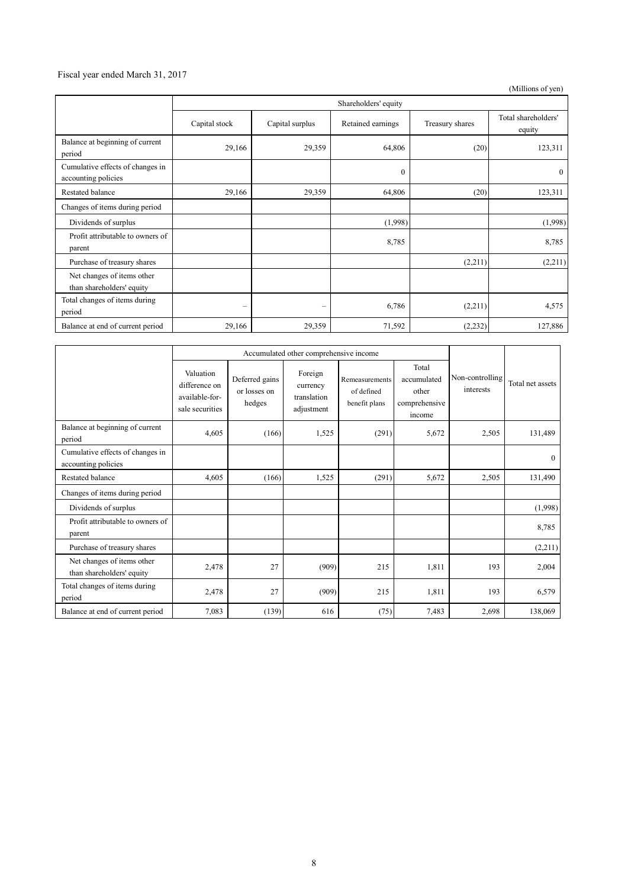Fiscal year ended March 31, 2017

(Millions of yen)

| | Shareholders' equity | | | | |
|---|---|---|---|---|---|
| | Capital stock | Capital surplus | Retained earnings | Treasury shares | Total shareholders' equity |
| Balance at beginning of current period | 29,166 | 29,359 | 64,806 | (20) | 123,311 |
| Cumulative effects of changes in accounting policies | | | 0 | | 0 |
| Restated balance | 29,166 | 29,359 | 64,806 | (20) | 123,311 |
| Changes of items during period | | | | | |
| Dividends of surplus | | | (1,998) | | (1,998) |
| Profit attributable to owners of parent | | | 8,785 | | 8,785 |
| Purchase of treasury shares | | | | (2,211) | (2,211) |
| Net changes of items other than shareholders' equity | | | | | |
| Total changes of items during period | – | – | 6,786 | (2,211) | 4,575 |
| Balance at end of current period | 29,166 | 29,359 | 71,592 | (2,232) | 127,886 |

| | Accumulated other comprehensive income | | | | | Non-controlling interests | Total net assets |
|---|---|---|---|---|---|---|---|
| | Valuation difference on available-for-sale securities | Deferred gains or losses on hedges | Foreign currency translation adjustment | Remeasurements of defined benefit plans | Total accumulated other comprehensive income | | |
| Balance at beginning of current period | 4,605 | (166) | 1,525 | (291) | 5,672 | 2,505 | 131,489 |
| Cumulative effects of changes in accounting policies | | | | | | | 0 |
| Restated balance | 4,605 | (166) | 1,525 | (291) | 5,672 | 2,505 | 131,490 |
| Changes of items during period | | | | | | | |
| Dividends of surplus | | | | | | | (1,998) |
| Profit attributable to owners of parent | | | | | | | 8,785 |
| Purchase of treasury shares | | | | | | | (2,211) |
| Net changes of items other than shareholders' equity | 2,478 | 27 | (909) | 215 | 1,811 | 193 | 2,004 |
| Total changes of items during period | 2,478 | 27 | (909) | 215 | 1,811 | 193 | 6,579 |
| Balance at end of current period | 7,083 | (139) | 616 | (75) | 7,483 | 2,698 | 138,069 |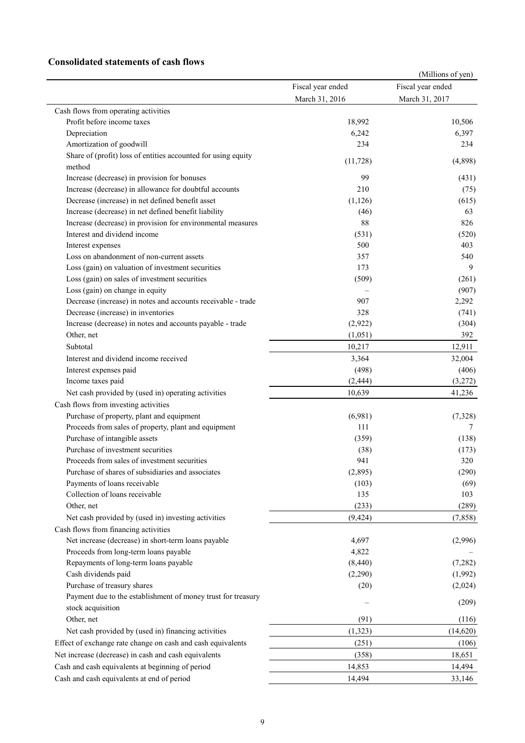### Consolidated statements of cash flows

(Millions of yen)

| | Fiscal year ended March 31, 2016 | Fiscal year ended March 31, 2017 |
|---|---|---|
| Cash flows from operating activities | | |
| Profit before income taxes | 18,992 | 10,506 |
| Depreciation | 6,242 | 6,397 |
| Amortization of goodwill | 234 | 234 |
| Share of (profit) loss of entities accounted for using equity method | (11,728) | (4,898) |
| Increase (decrease) in provision for bonuses | 99 | (431) |
| Increase (decrease) in allowance for doubtful accounts | 210 | (75) |
| Decrease (increase) in net defined benefit asset | (1,126) | (615) |
| Increase (decrease) in net defined benefit liability | (46) | 63 |
| Increase (decrease) in provision for environmental measures | 88 | 826 |
| Interest and dividend income | (531) | (520) |
| Interest expenses | 500 | 403 |
| Loss on abandonment of non-current assets | 357 | 540 |
| Loss (gain) on valuation of investment securities | 173 | 9 |
| Loss (gain) on sales of investment securities | (509) | (261) |
| Loss (gain) on change in equity | – | (907) |
| Decrease (increase) in notes and accounts receivable - trade | 907 | 2,292 |
| Decrease (increase) in inventories | 328 | (741) |
| Increase (decrease) in notes and accounts payable - trade | (2,922) | (304) |
| Other, net | (1,051) | 392 |
| Subtotal | 10,217 | 12,911 |
| Interest and dividend income received | 3,364 | 32,004 |
| Interest expenses paid | (498) | (406) |
| Income taxes paid | (2,444) | (3,272) |
| Net cash provided by (used in) operating activities | 10,639 | 41,236 |
| Cash flows from investing activities | | |
| Purchase of property, plant and equipment | (6,981) | (7,328) |
| Proceeds from sales of property, plant and equipment | 111 | 7 |
| Purchase of intangible assets | (359) | (138) |
| Purchase of investment securities | (38) | (173) |
| Proceeds from sales of investment securities | 941 | 320 |
| Purchase of shares of subsidiaries and associates | (2,895) | (290) |
| Payments of loans receivable | (103) | (69) |
| Collection of loans receivable | 135 | 103 |
| Other, net | (233) | (289) |
| Net cash provided by (used in) investing activities | (9,424) | (7,858) |
| Cash flows from financing activities | | |
| Net increase (decrease) in short-term loans payable | 4,697 | (2,996) |
| Proceeds from long-term loans payable | 4,822 | – |
| Repayments of long-term loans payable | (8,440) | (7,282) |
| Cash dividends paid | (2,290) | (1,992) |
| Purchase of treasury shares | (20) | (2,024) |
| Payment due to the establishment of money trust for treasury stock acquisition | – | (209) |
| Other, net | (91) | (116) |
| Net cash provided by (used in) financing activities | (1,323) | (14,620) |
| Effect of exchange rate change on cash and cash equivalents | (251) | (106) |
| Net increase (decrease) in cash and cash equivalents | (358) | 18,651 |
| Cash and cash equivalents at beginning of period | 14,853 | 14,494 |
| Cash and cash equivalents at end of period | 14,494 | 33,146 |